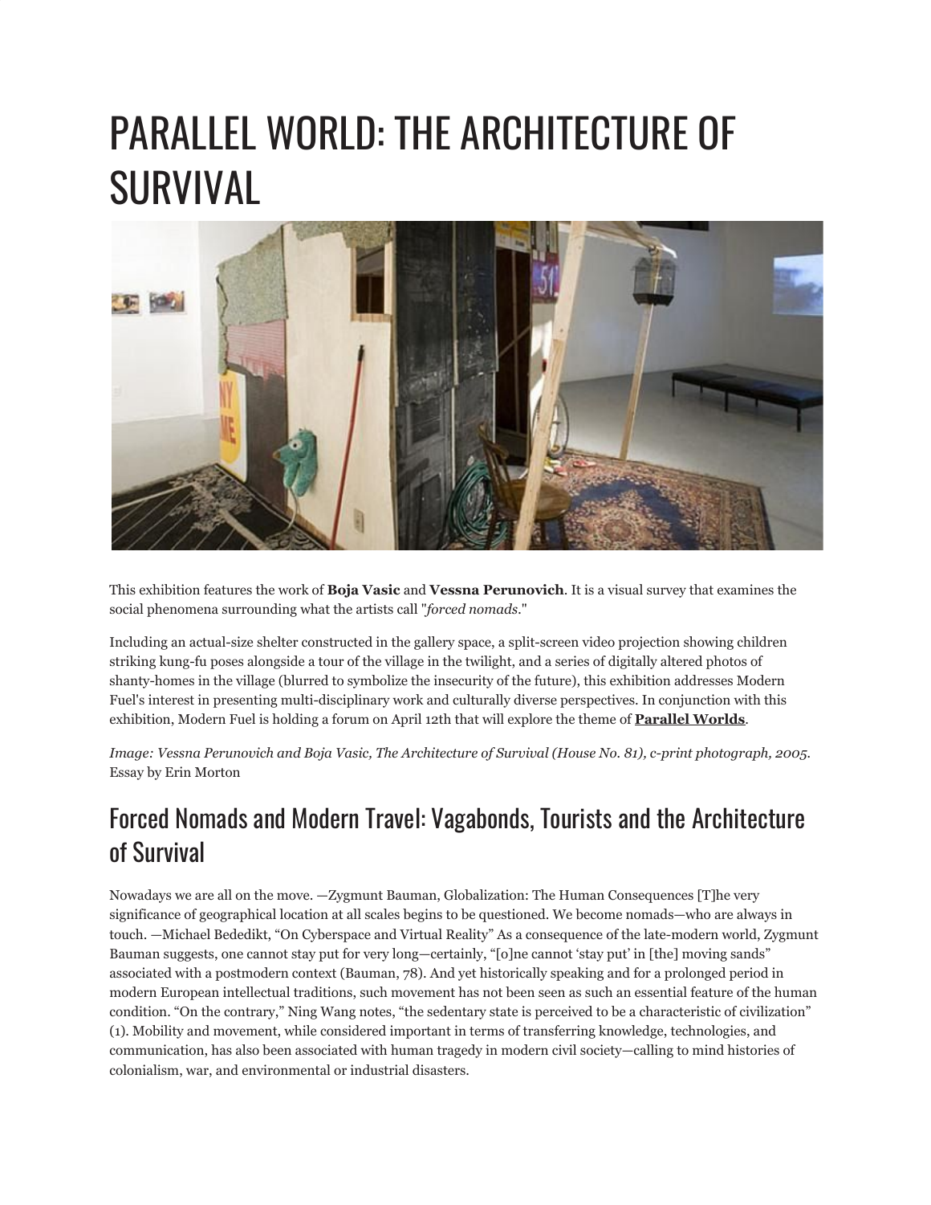# PARALLEL WORLD: THE ARCHITECTURE OF SURVIVAL

This exhibition features the work of **Boja Vasic** and **Vessna Perunovich**. It is a visual survey that examines the social phenomena surrounding what the artists call "*forced nomads*."

Including an actual-size shelter constructed in the gallery space, a split-screen video projection showing children striking kung-fu poses alongside a tour of the village in the twilight, and a series of digitally altered photos of shanty-homes in the village (blurred to symbolize the insecurity of the future), this exhibition addresses Modern Fuel's interest in presenting multi-disciplinary work and culturally diverse perspectives. In conjunction with this exhibition, Modern Fuel is holding a forum on April 12th that will explore the theme of **Parallel Worlds**.

*Image: Vessna Perunovich and Boja Vasic, The Architecture of Survival (House No. 81), c-print photograph, 2005.* Essay by Erin Morton

## Forced Nomads and Modern Travel: Vagabonds, Tourists and the Architecture of Survival

Nowadays we are all on the move. —Zygmunt Bauman, Globalization: The Human Consequences [T]he very significance of geographical location at all scales begins to be questioned. We become nomads—who are always in touch. —Michael Bededikt, "On Cyberspace and Virtual Reality" As a consequence of the late-modern world, Zygmunt Bauman suggests, one cannot stay put for very long—certainly, "[o]ne cannot 'stay put' in [the] moving sands" associated with a postmodern context (Bauman, 78). And yet historically speaking and for a prolonged period in modern European intellectual traditions, such movement has not been seen as such an essential feature of the human condition. "On the contrary," Ning Wang notes, "the sedentary state is perceived to be a characteristic of civilization" (1). Mobility and movement, while considered important in terms of transferring knowledge, technologies, and communication, has also been associated with human tragedy in modern civil society—calling to mind histories of colonialism, war, and environmental or industrial disasters.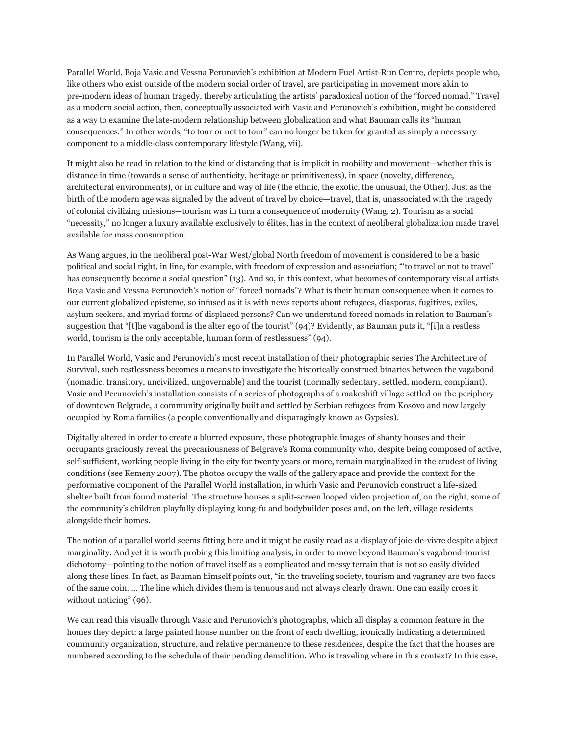Parallel World, Boja Vasic and Vessna Perunovich's exhibition at Modern Fuel Artist-Run Centre, depicts people who, like others who exist outside of the modern social order of travel, are participating in movement more akin to pre-modern ideas of human tragedy, thereby articulating the artists' paradoxical notion of the "forced nomad." Travel as a modern social action, then, conceptually associated with Vasic and Perunovich's exhibition, might be considered as a way to examine the late-modern relationship between globalization and what Bauman calls its "human consequences." In other words, "to tour or not to tour" can no longer be taken for granted as simply a necessary component to a middle-class contemporary lifestyle (Wang, vii).

It might also be read in relation to the kind of distancing that is implicit in mobility and movement—whether this is distance in time (towards a sense of authenticity, heritage or primitiveness), in space (novelty, difference, architectural environments), or in culture and way of life (the ethnic, the exotic, the unusual, the Other). Just as the birth of the modern age was signaled by the advent of travel by choice—travel, that is, unassociated with the tragedy of colonial civilizing missions—tourism was in turn a consequence of modernity (Wang, 2). Tourism as a social "necessity," no longer a luxury available exclusively to élites, has in the context of neoliberal globalization made travel available for mass consumption.

As Wang argues, in the neoliberal post-War West/global North freedom of movement is considered to be a basic political and social right, in line, for example, with freedom of expression and association; "'to travel or not to travel' has consequently become a social question" (13). And so, in this context, what becomes of contemporary visual artists Boja Vasic and Vessna Perunovich's notion of "forced nomads"? What is their human consequence when it comes to our current globalized episteme, so infused as it is with news reports about refugees, diasporas, fugitives, exiles, asylum seekers, and myriad forms of displaced persons? Can we understand forced nomads in relation to Bauman's suggestion that "[t]he vagabond is the alter ego of the tourist" (94)? Evidently, as Bauman puts it, "[i]n a restless world, tourism is the only acceptable, human form of restlessness" (94).

In Parallel World, Vasic and Perunovich's most recent installation of their photographic series The Architecture of Survival, such restlessness becomes a means to investigate the historically construed binaries between the vagabond (nomadic, transitory, uncivilized, ungovernable) and the tourist (normally sedentary, settled, modern, compliant). Vasic and Perunovich's installation consists of a series of photographs of a makeshift village settled on the periphery of downtown Belgrade, a community originally built and settled by Serbian refugees from Kosovo and now largely occupied by Roma families (a people conventionally and disparagingly known as Gypsies).

Digitally altered in order to create a blurred exposure, these photographic images of shanty houses and their occupants graciously reveal the precariousness of Belgrave's Roma community who, despite being composed of active, self-sufficient, working people living in the city for twenty years or more, remain marginalized in the crudest of living conditions (see Kemeny 2007). The photos occupy the walls of the gallery space and provide the context for the performative component of the Parallel World installation, in which Vasic and Perunovich construct a life-sized shelter built from found material. The structure houses a split-screen looped video projection of, on the right, some of the community's children playfully displaying kung-fu and bodybuilder poses and, on the left, village residents alongside their homes.

The notion of a parallel world seems fitting here and it might be easily read as a display of joie-de-vivre despite abject marginality. And yet it is worth probing this limiting analysis, in order to move beyond Bauman's vagabond-tourist dichotomy—pointing to the notion of travel itself as a complicated and messy terrain that is not so easily divided along these lines. In fact, as Bauman himself points out, "in the traveling society, tourism and vagrancy are two faces of the same coin. … The line which divides them is tenuous and not always clearly drawn. One can easily cross it without noticing" (96).

We can read this visually through Vasic and Perunovich's photographs, which all display a common feature in the homes they depict: a large painted house number on the front of each dwelling, ironically indicating a determined community organization, structure, and relative permanence to these residences, despite the fact that the houses are numbered according to the schedule of their pending demolition. Who is traveling where in this context? In this case,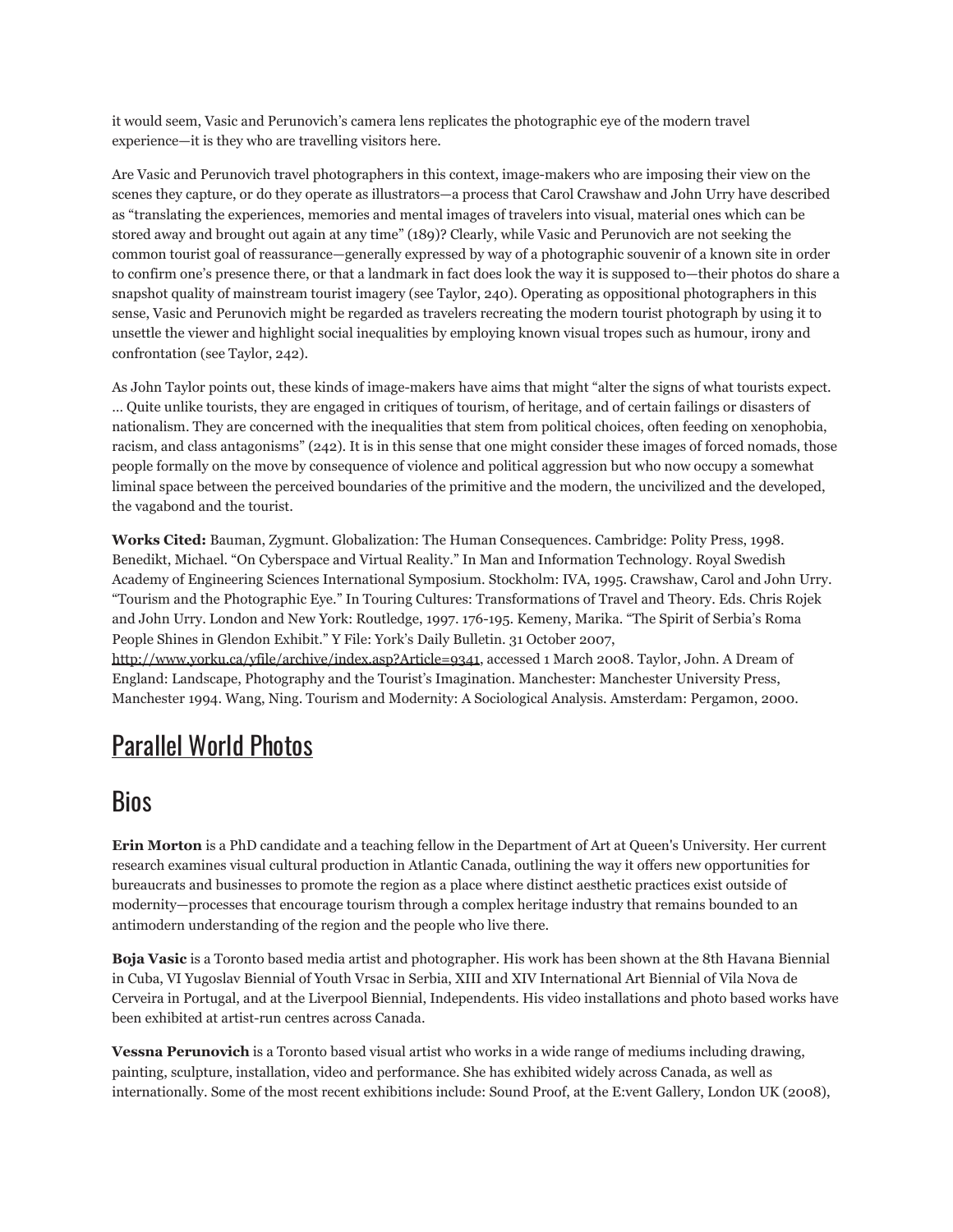it would seem, Vasic and Perunovich's camera lens replicates the photographic eye of the modern travel experience—it is they who are travelling visitors here.

Are Vasic and Perunovich travel photographers in this context, image-makers who are imposing their view on the scenes they capture, or do they operate as illustrators—a process that Carol Crawshaw and John Urry have described as "translating the experiences, memories and mental images of travelers into visual, material ones which can be stored away and brought out again at any time" (189)? Clearly, while Vasic and Perunovich are not seeking the common tourist goal of reassurance—generally expressed by way of a photographic souvenir of a known site in order to confirm one's presence there, or that a landmark in fact does look the way it is supposed to—their photos do share a snapshot quality of mainstream tourist imagery (see Taylor, 240). Operating as oppositional photographers in this sense, Vasic and Perunovich might be regarded as travelers recreating the modern tourist photograph by using it to unsettle the viewer and highlight social inequalities by employing known visual tropes such as humour, irony and confrontation (see Taylor, 242).

As John Taylor points out, these kinds of image-makers have aims that might "alter the signs of what tourists expect. … Quite unlike tourists, they are engaged in critiques of tourism, of heritage, and of certain failings or disasters of nationalism. They are concerned with the inequalities that stem from political choices, often feeding on xenophobia, racism, and class antagonisms" (242). It is in this sense that one might consider these images of forced nomads, those people formally on the move by consequence of violence and political aggression but who now occupy a somewhat liminal space between the perceived boundaries of the primitive and the modern, the uncivilized and the developed, the vagabond and the tourist.

**Works Cited:** Bauman, Zygmunt. Globalization: The Human Consequences. Cambridge: Polity Press, 1998. Benedikt, Michael. "On Cyberspace and Virtual Reality." In Man and Information Technology. Royal Swedish Academy of Engineering Sciences International Symposium. Stockholm: IVA, 1995. Crawshaw, Carol and John Urry. "Tourism and the Photographic Eye." In Touring Cultures: Transformations of Travel and Theory. Eds. Chris Rojek and John Urry. London and New York: Routledge, 1997. 176-195. Kemeny, Marika. "The Spirit of Serbia's Roma People Shines in Glendon Exhibit." Y File: York's Daily Bulletin. 31 October 2007, http://www.yorku.ca/yfile/archive/index.asp?Article=9341, accessed 1 March 2008. Taylor, John. A Dream of England: Landscape, Photography and the Tourist's Imagination. Manchester: Manchester University Press, Manchester 1994. Wang, Ning. Tourism and Modernity: A Sociological Analysis. Amsterdam: Pergamon, 2000.

## Parallel World Photos

## Bios

**Erin Morton** is a PhD candidate and a teaching fellow in the Department of Art at Queen's University. Her current research examines visual cultural production in Atlantic Canada, outlining the way it offers new opportunities for bureaucrats and businesses to promote the region as a place where distinct aesthetic practices exist outside of modernity—processes that encourage tourism through a complex heritage industry that remains bounded to an antimodern understanding of the region and the people who live there.

**Boja Vasic** is a Toronto based media artist and photographer. His work has been shown at the 8th Havana Biennial in Cuba, VI Yugoslav Biennial of Youth Vrsac in Serbia, XIII and XIV International Art Biennial of Vila Nova de Cerveira in Portugal, and at the Liverpool Biennial, Independents. His video installations and photo based works have been exhibited at artist-run centres across Canada.

**Vessna Perunovich** is a Toronto based visual artist who works in a wide range of mediums including drawing, painting, sculpture, installation, video and performance. She has exhibited widely across Canada, as well as internationally. Some of the most recent exhibitions include: Sound Proof, at the E:vent Gallery, London UK (2008),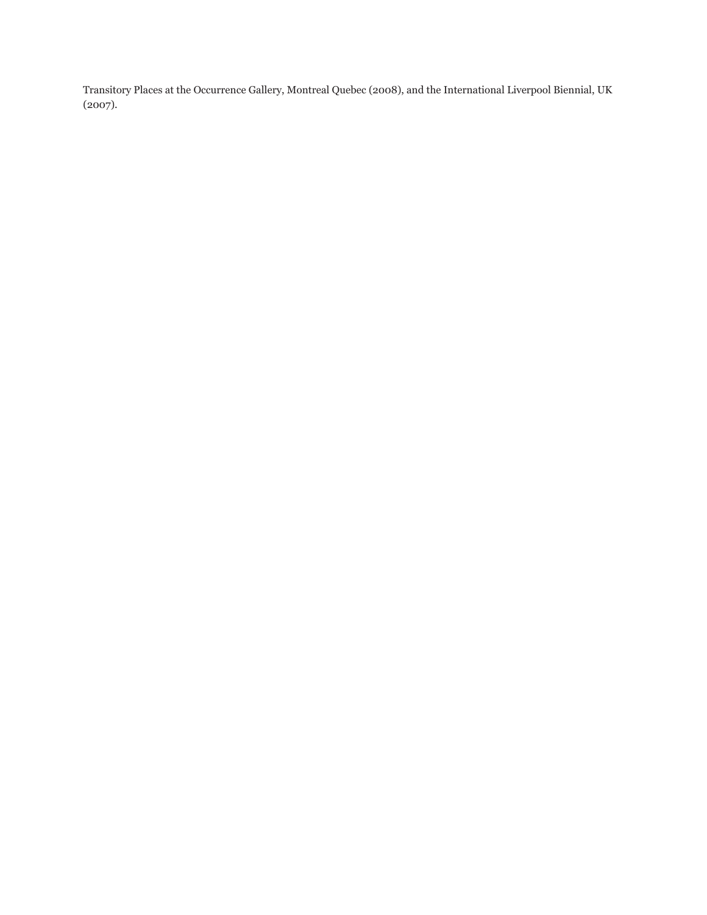Transitory Places at the Occurrence Gallery, Montreal Quebec (2008), and the International Liverpool Biennial, UK (2007).